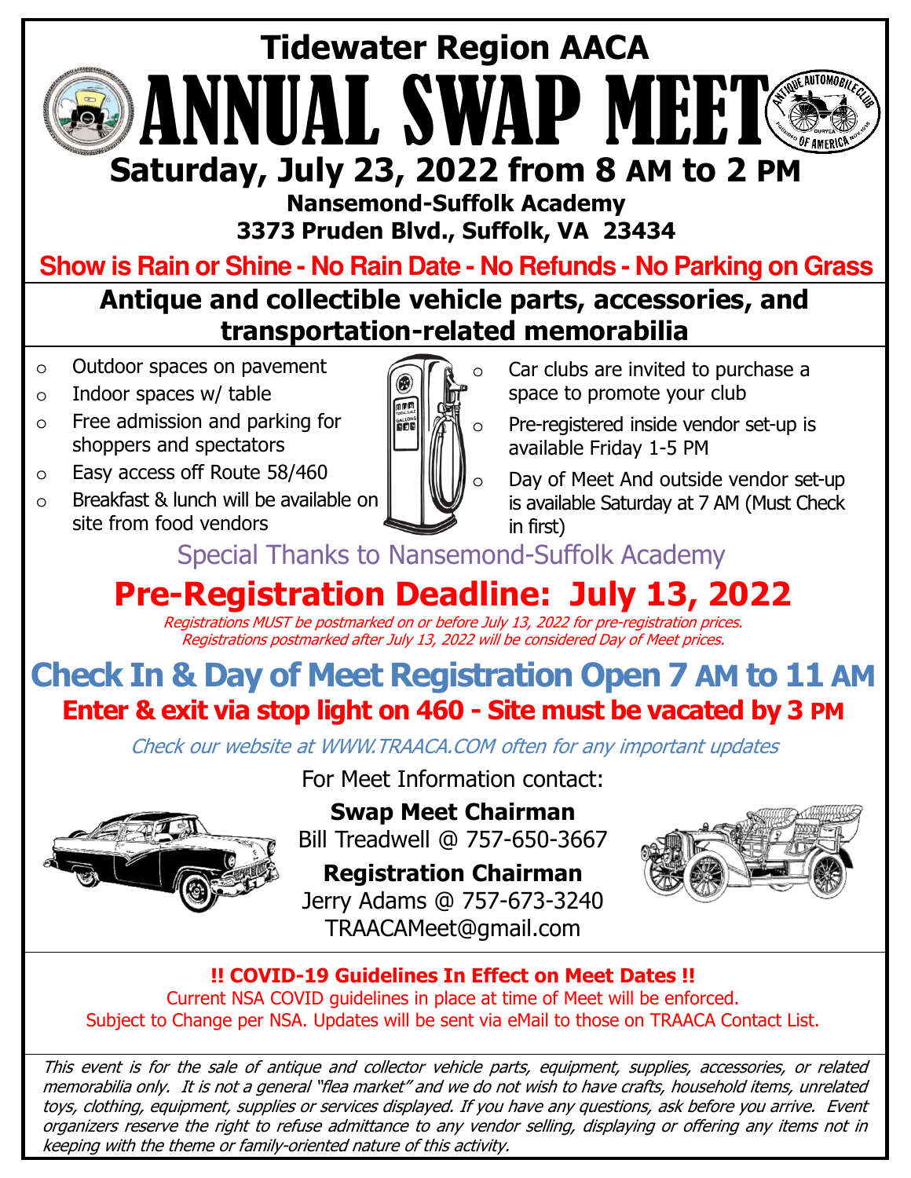# Tidewater Region AACA

# ANNUAL SWAP MEET

## Saturday, July 23, 2022 from 8 AM to 2 PM

**Nansemond-Suffolk Academy**
**3373 Pruden Blvd., Suffolk, VA 23434**

**Show is Rain or Shine - No Rain Date - No Refunds - No Parking on Grass**

## Antique and collectible vehicle parts, accessories, and transportation-related memorabilia

- Outdoor spaces on pavement
- Indoor spaces w/ table
- Free admission and parking for shoppers and spectators
- Easy access off Route 58/460
- Breakfast & lunch will be available on site from food vendors
- Car clubs are invited to purchase a space to promote your club
- Pre-registered inside vendor set-up is available Friday 1-5 PM
- Day of Meet And outside vendor set-up is available Saturday at 7 AM (Must Check in first)

Special Thanks to Nansemond-Suffolk Academy

## Pre-Registration Deadline: July 13, 2022

*Registrations MUST be postmarked on or before July 13, 2022 for pre-registration prices.*
*Registrations postmarked after July 13, 2022 will be considered Day of Meet prices.*

## Check In & Day of Meet Registration Open 7 AM to 11 AM

**Enter & exit via stop light on 460 - Site must be vacated by 3 PM**

*Check our website at WWW.TRAACA.COM often for any important updates*

For Meet Information contact:

**Swap Meet Chairman**
Bill Treadwell @ 757-650-3667

**Registration Chairman**
Jerry Adams @ 757-673-3240
TRAACAMeet@gmail.com

**!! COVID-19 Guidelines In Effect on Meet Dates !!**
Current NSA COVID guidelines in place at time of Meet will be enforced.
Subject to Change per NSA. Updates will be sent via eMail to those on TRAACA Contact List.

*This event is for the sale of antique and collector vehicle parts, equipment, supplies, accessories, or related memorabilia only. It is not a general "flea market" and we do not wish to have crafts, household items, unrelated toys, clothing, equipment, supplies or services displayed. If you have any questions, ask before you arrive. Event organizers reserve the right to refuse admittance to any vendor selling, displaying or offering any items not in keeping with the theme or family-oriented nature of this activity.*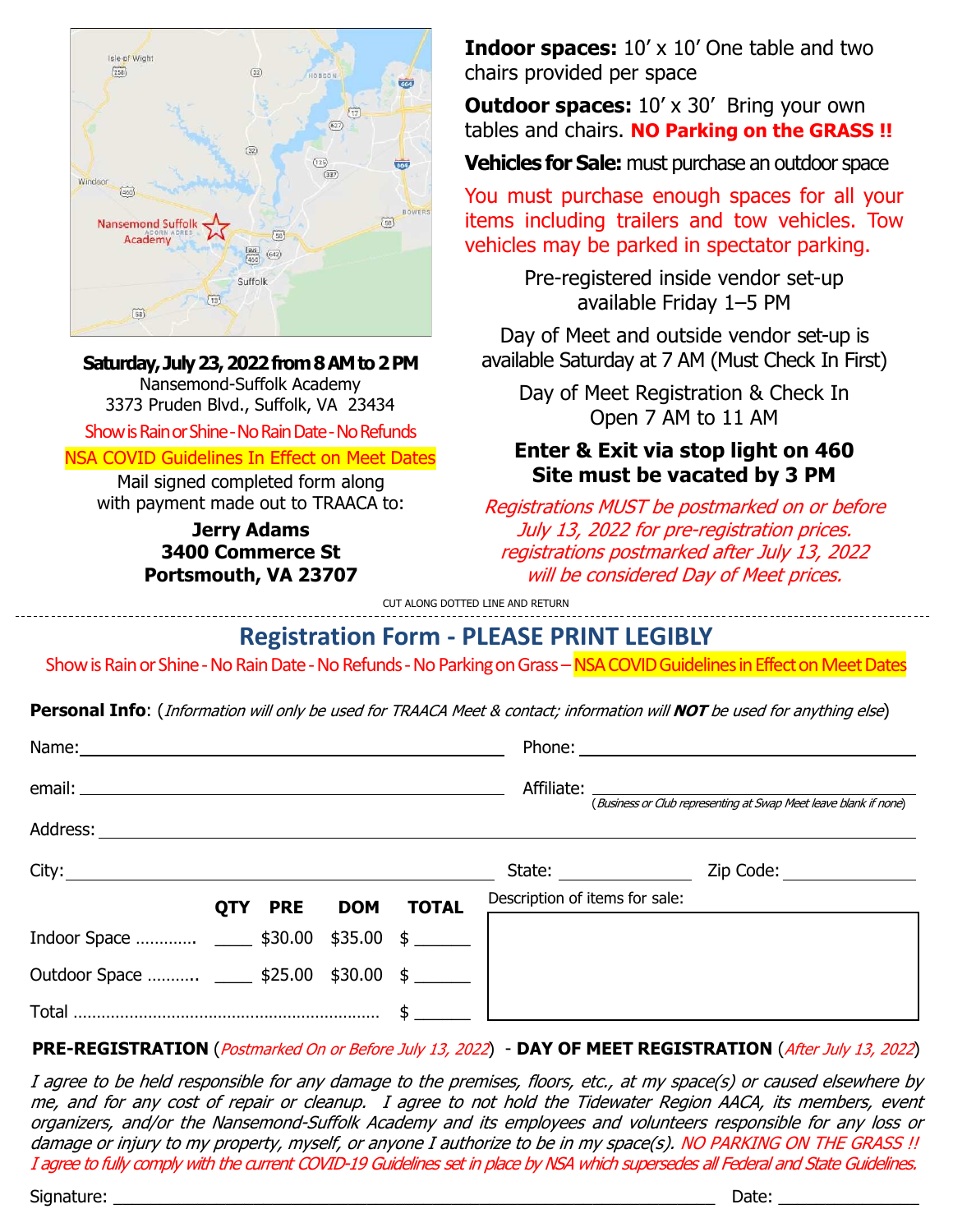**Saturday, July 23, 2022 from 8 AM to 2 PM**
Nansemond-Suffolk Academy
3373 Pruden Blvd., Suffolk, VA 23434

Show is Rain or Shine - No Rain Date - No Refunds

NSA COVID Guidelines In Effect on Meet Dates

Mail signed completed form along with payment made out to TRAACA to:

**Jerry Adams**
**3400 Commerce St**
**Portsmouth, VA 23707**

**Indoor spaces:** 10' x 10' One table and two chairs provided per space

**Outdoor spaces:** 10' x 30' Bring your own tables and chairs. **NO Parking on the GRASS !!**

**Vehicles for Sale:** must purchase an outdoor space

You must purchase enough spaces for all your items including trailers and tow vehicles. Tow vehicles may be parked in spectator parking.

Pre-registered inside vendor set-up available Friday 1–5 PM

Day of Meet and outside vendor set-up is available Saturday at 7 AM (Must Check In First)

Day of Meet Registration & Check In Open 7 AM to 11 AM

**Enter & Exit via stop light on 460**
**Site must be vacated by 3 PM**

*Registrations MUST be postmarked on or before July 13, 2022 for pre-registration prices. registrations postmarked after July 13, 2022 will be considered Day of Meet prices.*

CUT ALONG DOTTED LINE AND RETURN

## Registration Form - PLEASE PRINT LEGIBLY

Show is Rain or Shine - No Rain Date - No Refunds - No Parking on Grass – NSA COVID Guidelines in Effect on Meet Dates

**Personal Info**: (*Information will only be used for TRAACA Meet & contact; information will **NOT** be used for anything else*)

Name: ______________________ Phone: ______________________

email: ______________________ Affiliate: ______________________
(*Business or Club representing at Swap Meet leave blank if none*)

Address: ______________________

City: ______________________ State: __________ Zip Code: __________

| | QTY | PRE | DOM | TOTAL |
|---|---|---|---|---|
| Indoor Space ............ | ____ | $30.00 | $35.00 | $ ______ |
| Outdoor Space .......... | ____ | $25.00 | $30.00 | $ ______ |
| Total ............................................................ | | | | $ ______ |

Description of items for sale:

**PRE-REGISTRATION** (*Postmarked On or Before July 13, 2022*) - **DAY OF MEET REGISTRATION** (*After July 13, 2022*)

*I agree to be held responsible for any damage to the premises, floors, etc., at my space(s) or caused elsewhere by me, and for any cost of repair or cleanup. I agree to not hold the Tidewater Region AACA, its members, event organizers, and/or the Nansemond-Suffolk Academy and its employees and volunteers responsible for any loss or damage or injury to my property, myself, or anyone I authorize to be in my space(s). NO PARKING ON THE GRASS !! I agree to fully comply with the current COVID-19 Guidelines set in place by NSA which supersedes all Federal and State Guidelines.*

Signature: ______________________________ Date: ______________